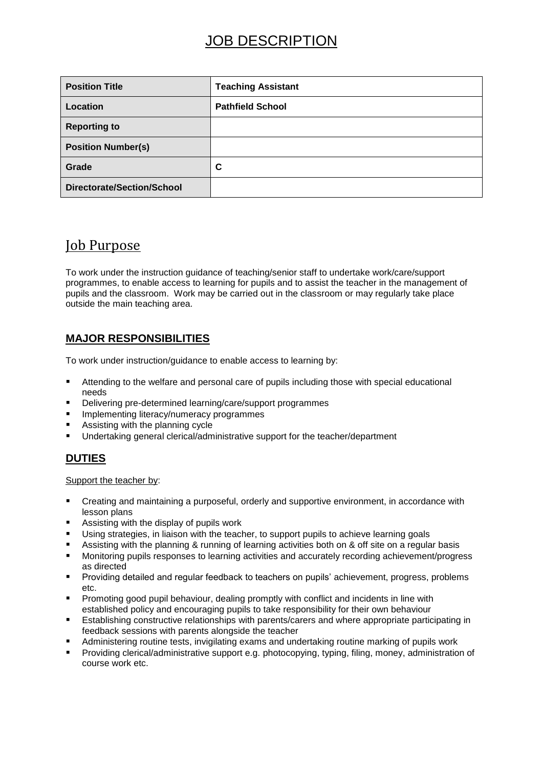# JOB DESCRIPTION

| | |
|---|---|
| **Position Title** | **Teaching Assistant** |
| **Location** | **Pathfield School** |
| **Reporting to** | |
| **Position Number(s)** | |
| **Grade** | **C** |
| **Directorate/Section/School** | |

## Job Purpose

To work under the instruction guidance of teaching/senior staff to undertake work/care/support programmes, to enable access to learning for pupils and to assist the teacher in the management of pupils and the classroom. Work may be carried out in the classroom or may regularly take place outside the main teaching area.

## MAJOR RESPONSIBILITIES

To work under instruction/guidance to enable access to learning by:

- Attending to the welfare and personal care of pupils including those with special educational needs
- Delivering pre-determined learning/care/support programmes
- Implementing literacy/numeracy programmes
- Assisting with the planning cycle
- Undertaking general clerical/administrative support for the teacher/department

## DUTIES

Support the teacher by:

- Creating and maintaining a purposeful, orderly and supportive environment, in accordance with lesson plans
- Assisting with the display of pupils work
- Using strategies, in liaison with the teacher, to support pupils to achieve learning goals
- Assisting with the planning & running of learning activities both on & off site on a regular basis
- Monitoring pupils responses to learning activities and accurately recording achievement/progress as directed
- Providing detailed and regular feedback to teachers on pupils' achievement, progress, problems etc.
- Promoting good pupil behaviour, dealing promptly with conflict and incidents in line with established policy and encouraging pupils to take responsibility for their own behaviour
- Establishing constructive relationships with parents/carers and where appropriate participating in feedback sessions with parents alongside the teacher
- Administering routine tests, invigilating exams and undertaking routine marking of pupils work
- Providing clerical/administrative support e.g. photocopying, typing, filing, money, administration of course work etc.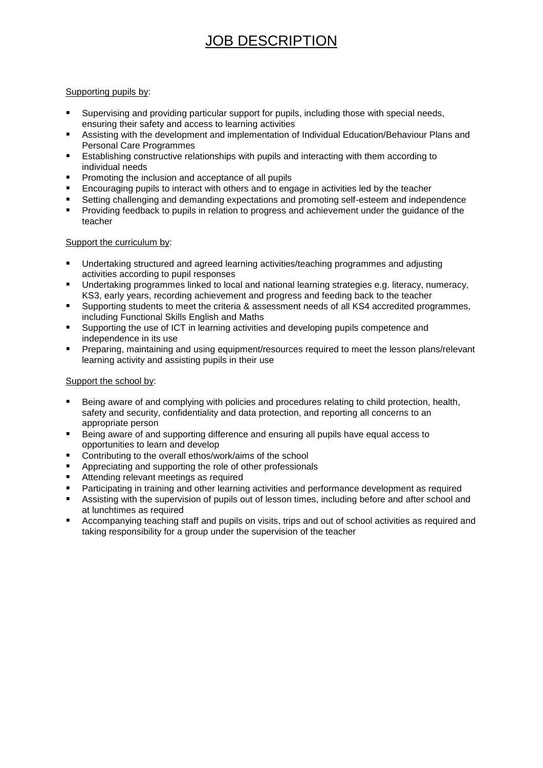# JOB DESCRIPTION

Supporting pupils by:

- Supervising and providing particular support for pupils, including those with special needs, ensuring their safety and access to learning activities
- Assisting with the development and implementation of Individual Education/Behaviour Plans and Personal Care Programmes
- Establishing constructive relationships with pupils and interacting with them according to individual needs
- Promoting the inclusion and acceptance of all pupils
- Encouraging pupils to interact with others and to engage in activities led by the teacher
- Setting challenging and demanding expectations and promoting self-esteem and independence
- Providing feedback to pupils in relation to progress and achievement under the guidance of the teacher

Support the curriculum by:

- Undertaking structured and agreed learning activities/teaching programmes and adjusting activities according to pupil responses
- Undertaking programmes linked to local and national learning strategies e.g. literacy, numeracy, KS3, early years, recording achievement and progress and feeding back to the teacher
- Supporting students to meet the criteria & assessment needs of all KS4 accredited programmes, including Functional Skills English and Maths
- Supporting the use of ICT in learning activities and developing pupils competence and independence in its use
- Preparing, maintaining and using equipment/resources required to meet the lesson plans/relevant learning activity and assisting pupils in their use

Support the school by:

- Being aware of and complying with policies and procedures relating to child protection, health, safety and security, confidentiality and data protection, and reporting all concerns to an appropriate person
- Being aware of and supporting difference and ensuring all pupils have equal access to opportunities to learn and develop
- Contributing to the overall ethos/work/aims of the school
- Appreciating and supporting the role of other professionals
- Attending relevant meetings as required
- Participating in training and other learning activities and performance development as required
- Assisting with the supervision of pupils out of lesson times, including before and after school and at lunchtimes as required
- Accompanying teaching staff and pupils on visits, trips and out of school activities as required and taking responsibility for a group under the supervision of the teacher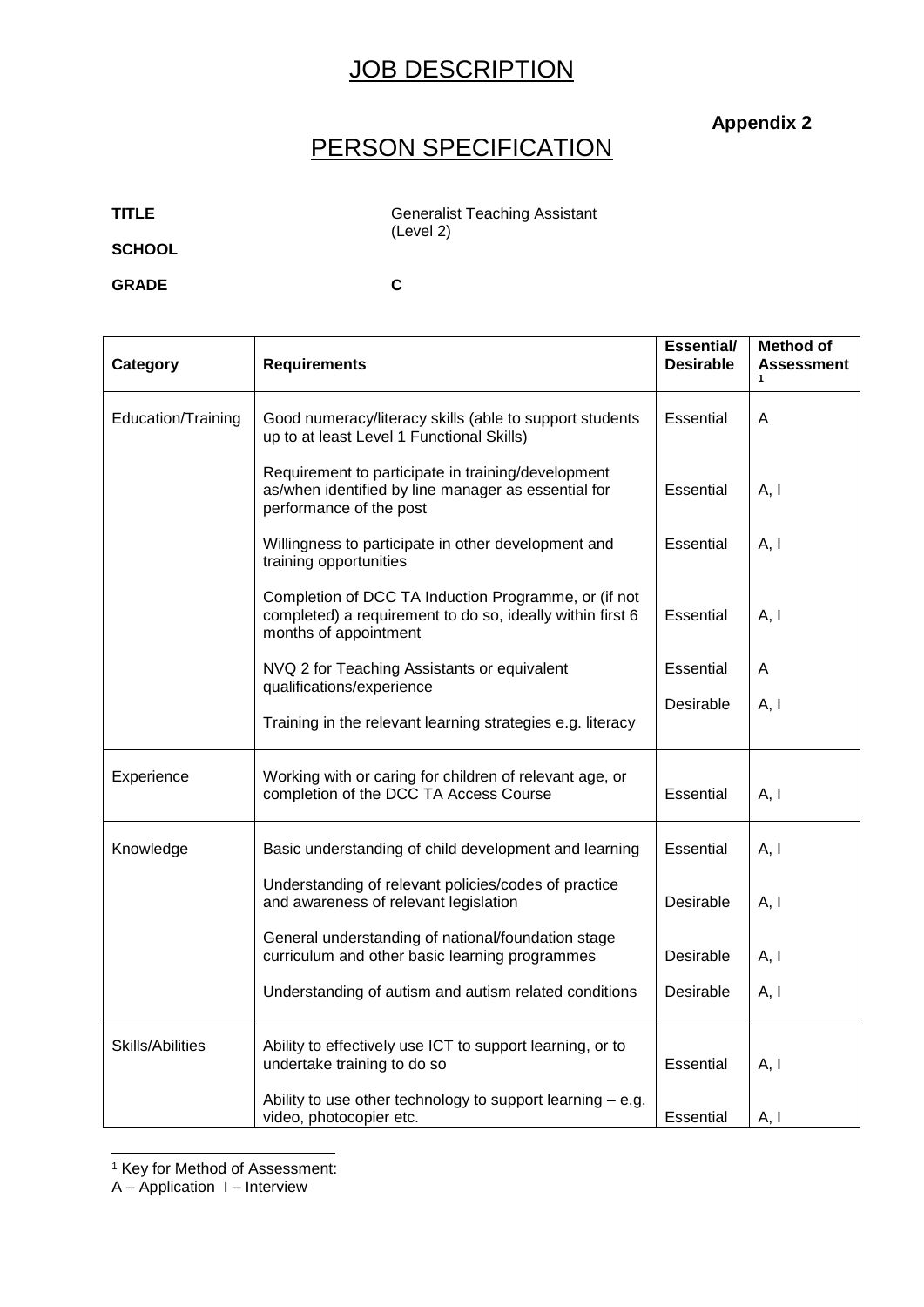# JOB DESCRIPTION

**Appendix 2**

# PERSON SPECIFICATION

**TITLE** Generalist Teaching Assistant (Level 2)

**SCHOOL**

**GRADE** C

| Category | Requirements | Essential/ Desirable | Method of Assessment [1] |
|---|---|---|---|
| Education/Training | Good numeracy/literacy skills (able to support students up to at least Level 1 Functional Skills) | Essential | A |
| | Requirement to participate in training/development as/when identified by line manager as essential for performance of the post | Essential | A, I |
| | Willingness to participate in other development and training opportunities | Essential | A, I |
| | Completion of DCC TA Induction Programme, or (if not completed) a requirement to do so, ideally within first 6 months of appointment | Essential | A, I |
| | NVQ 2 for Teaching Assistants or equivalent qualifications/experience | Essential | A |
| | Training in the relevant learning strategies e.g. literacy | Desirable | A, I |
| Experience | Working with or caring for children of relevant age, or completion of the DCC TA Access Course | Essential | A, I |
| Knowledge | Basic understanding of child development and learning | Essential | A, I |
| | Understanding of relevant policies/codes of practice and awareness of relevant legislation | Desirable | A, I |
| | General understanding of national/foundation stage curriculum and other basic learning programmes | Desirable | A, I |
| | Understanding of autism and autism related conditions | Desirable | A, I |
| Skills/Abilities | Ability to effectively use ICT to support learning, or to undertake training to do so | Essential | A, I |
| | Ability to use other technology to support learning – e.g. video, photocopier etc. | Essential | A, I |

[1] Key for Method of Assessment:
A – Application I – Interview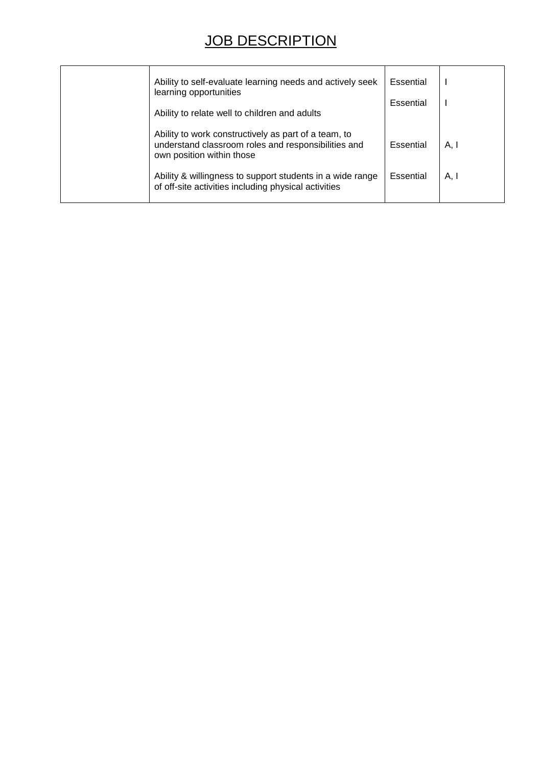# JOB DESCRIPTION

| | | | |
|---|---|---|---|
| | Ability to self-evaluate learning needs and actively seek learning opportunities | Essential | I |
| | Ability to relate well to children and adults | Essential | I |
| | Ability to work constructively as part of a team, to understand classroom roles and responsibilities and own position within those | Essential | A, I |
| | Ability & willingness to support students in a wide range of off-site activities including physical activities | Essential | A, I |